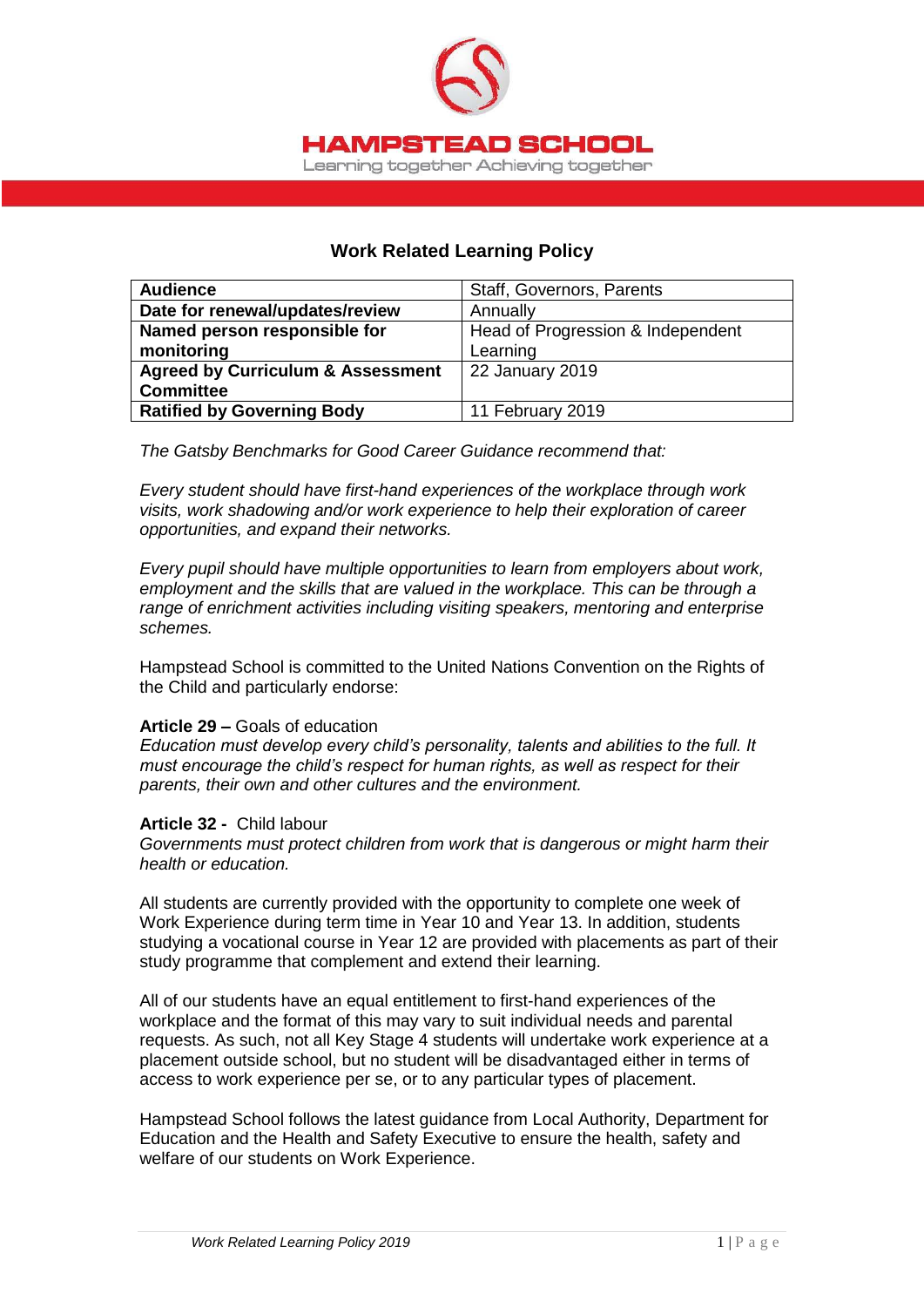# HAMPSTEAD SCHOOL

Learning together Achieving together

## Work Related Learning Policy

| **Audience** | Staff, Governors, Parents |
|---|---|
| **Date for renewal/updates/review** | Annually |
| **Named person responsible for monitoring** | Head of Progression & Independent Learning |
| **Agreed by Curriculum & Assessment Committee** | 22 January 2019 |
| **Ratified by Governing Body** | 11 February 2019 |

*The Gatsby Benchmarks for Good Career Guidance recommend that:*

*Every student should have first-hand experiences of the workplace through work visits, work shadowing and/or work experience to help their exploration of career opportunities, and expand their networks.*

*Every pupil should have multiple opportunities to learn from employers about work, employment and the skills that are valued in the workplace. This can be through a range of enrichment activities including visiting speakers, mentoring and enterprise schemes.*

Hampstead School is committed to the United Nations Convention on the Rights of the Child and particularly endorse:

**Article 29 –** Goals of education
*Education must develop every child's personality, talents and abilities to the full. It must encourage the child's respect for human rights, as well as respect for their parents, their own and other cultures and the environment.*

**Article 32 -** Child labour
*Governments must protect children from work that is dangerous or might harm their health or education.*

All students are currently provided with the opportunity to complete one week of Work Experience during term time in Year 10 and Year 13. In addition, students studying a vocational course in Year 12 are provided with placements as part of their study programme that complement and extend their learning.

All of our students have an equal entitlement to first-hand experiences of the workplace and the format of this may vary to suit individual needs and parental requests. As such, not all Key Stage 4 students will undertake work experience at a placement outside school, but no student will be disadvantaged either in terms of access to work experience per se, or to any particular types of placement.

Hampstead School follows the latest guidance from Local Authority, Department for Education and the Health and Safety Executive to ensure the health, safety and welfare of our students on Work Experience.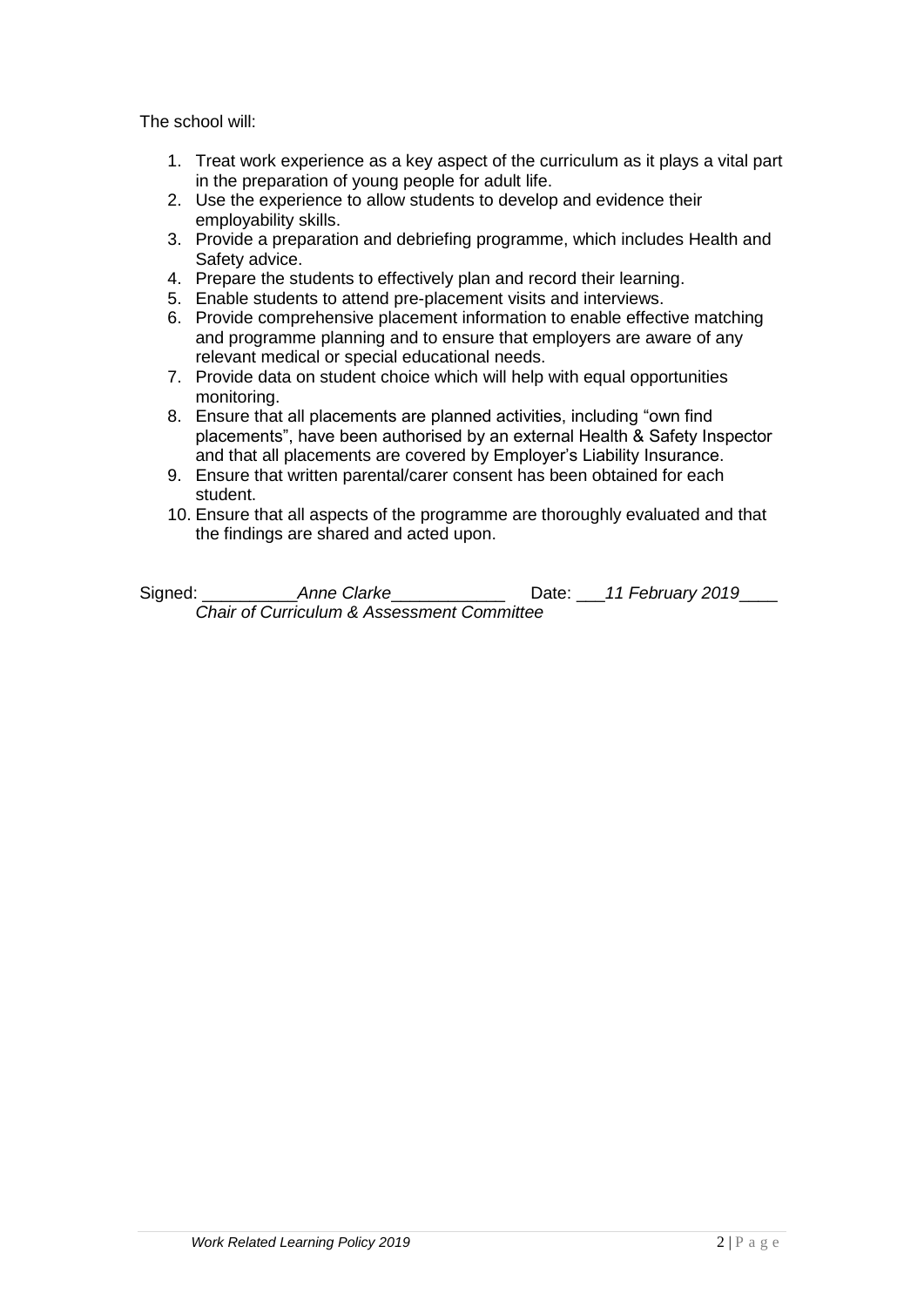The school will:

1. Treat work experience as a key aspect of the curriculum as it plays a vital part in the preparation of young people for adult life.
2. Use the experience to allow students to develop and evidence their employability skills.
3. Provide a preparation and debriefing programme, which includes Health and Safety advice.
4. Prepare the students to effectively plan and record their learning.
5. Enable students to attend pre-placement visits and interviews.
6. Provide comprehensive placement information to enable effective matching and programme planning and to ensure that employers are aware of any relevant medical or special educational needs.
7. Provide data on student choice which will help with equal opportunities monitoring.
8. Ensure that all placements are planned activities, including "own find placements", have been authorised by an external Health & Safety Inspector and that all placements are covered by Employer's Liability Insurance.
9. Ensure that written parental/carer consent has been obtained for each student.
10. Ensure that all aspects of the programme are thoroughly evaluated and that the findings are shared and acted upon.

Signed: __________*Anne Clarke*____________ Date: ___*11 February 2019*____
*Chair of Curriculum & Assessment Committee*